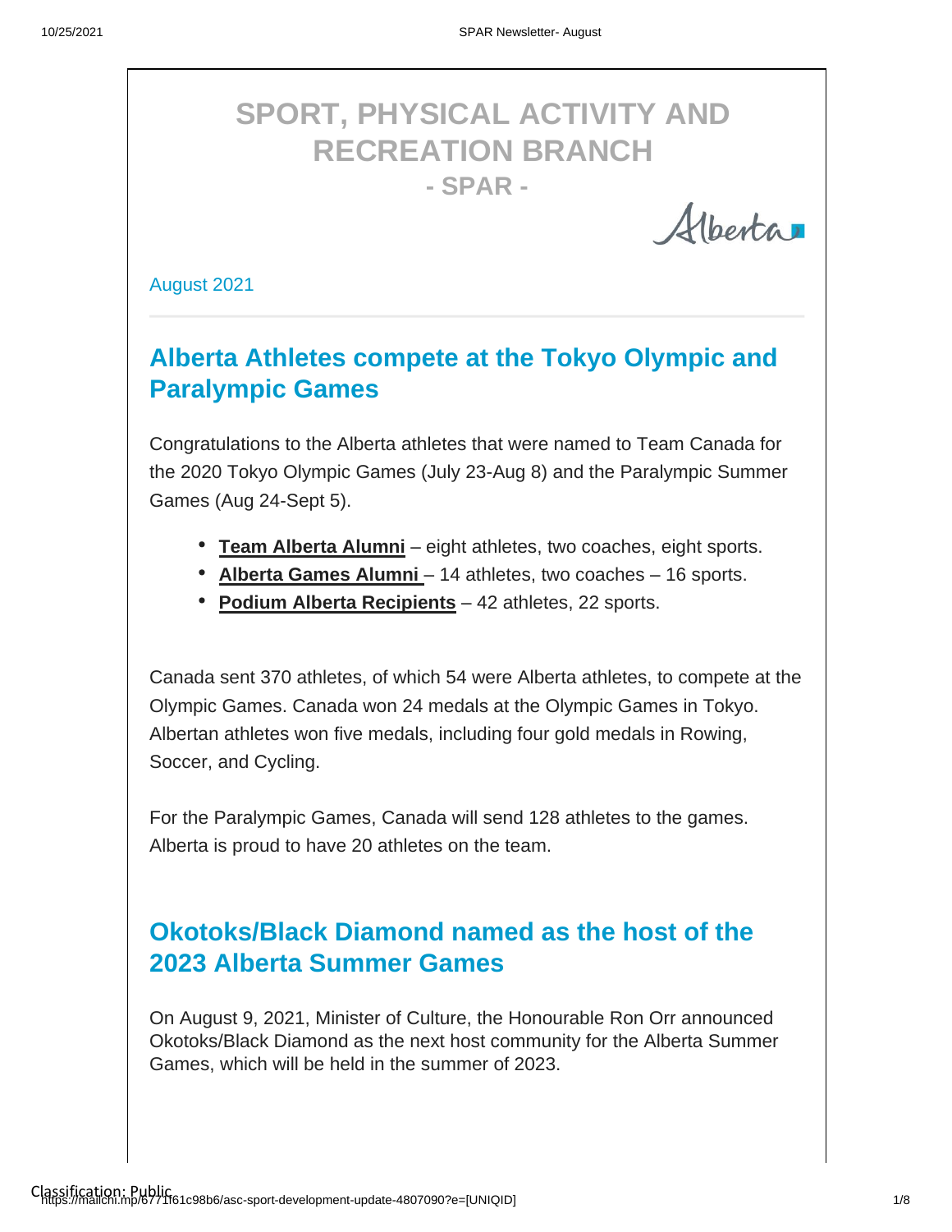# SPORT, PHYSICAL ACTIVITY AND RECREATION BRANCH

## - SPAR -

Alberta

August 2021

## Alberta Athletes compete at the Tokyo Olympic and Paralympic Games

Congratulations to the Alberta athletes that were named to Team Canada for the 2020 Tokyo Olympic Games (July 23-Aug 8) and the Paralympic Summer Games (Aug 24-Sept 5).

- **Team Alberta Alumni** – eight athletes, two coaches, eight sports.
- **Alberta Games Alumni** – 14 athletes, two coaches – 16 sports.
- **Podium Alberta Recipients** – 42 athletes, 22 sports.

Canada sent 370 athletes, of which 54 were Alberta athletes, to compete at the Olympic Games. Canada won 24 medals at the Olympic Games in Tokyo. Albertan athletes won five medals, including four gold medals in Rowing, Soccer, and Cycling.

For the Paralympic Games, Canada will send 128 athletes to the games. Alberta is proud to have 20 athletes on the team.

## Okotoks/Black Diamond named as the host of the 2023 Alberta Summer Games

On August 9, 2021, Minister of Culture, the Honourable Ron Orr announced Okotoks/Black Diamond as the next host community for the Alberta Summer Games, which will be held in the summer of 2023.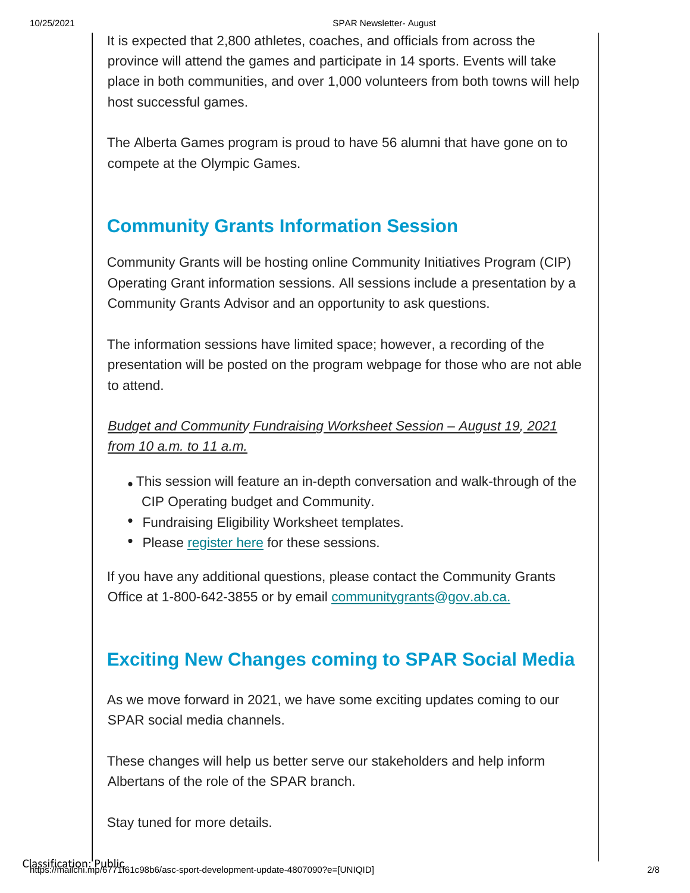It is expected that 2,800 athletes, coaches, and officials from across the province will attend the games and participate in 14 sports. Events will take place in both communities, and over 1,000 volunteers from both towns will help host successful games.

The Alberta Games program is proud to have 56 alumni that have gone on to compete at the Olympic Games.

## Community Grants Information Session

Community Grants will be hosting online Community Initiatives Program (CIP) Operating Grant information sessions. All sessions include a presentation by a Community Grants Advisor and an opportunity to ask questions.

The information sessions have limited space; however, a recording of the presentation will be posted on the program webpage for those who are not able to attend.

*Budget and Community Fundraising Worksheet Session – August 19, 2021 from 10 a.m. to 11 a.m.*

- This session will feature an in-depth conversation and walk-through of the CIP Operating budget and Community.
- Fundraising Eligibility Worksheet templates.
- Please register here for these sessions.

If you have any additional questions, please contact the Community Grants Office at 1-800-642-3855 or by email communitygrants@gov.ab.ca.

## Exciting New Changes coming to SPAR Social Media

As we move forward in 2021, we have some exciting updates coming to our SPAR social media channels.

These changes will help us better serve our stakeholders and help inform Albertans of the role of the SPAR branch.

Stay tuned for more details.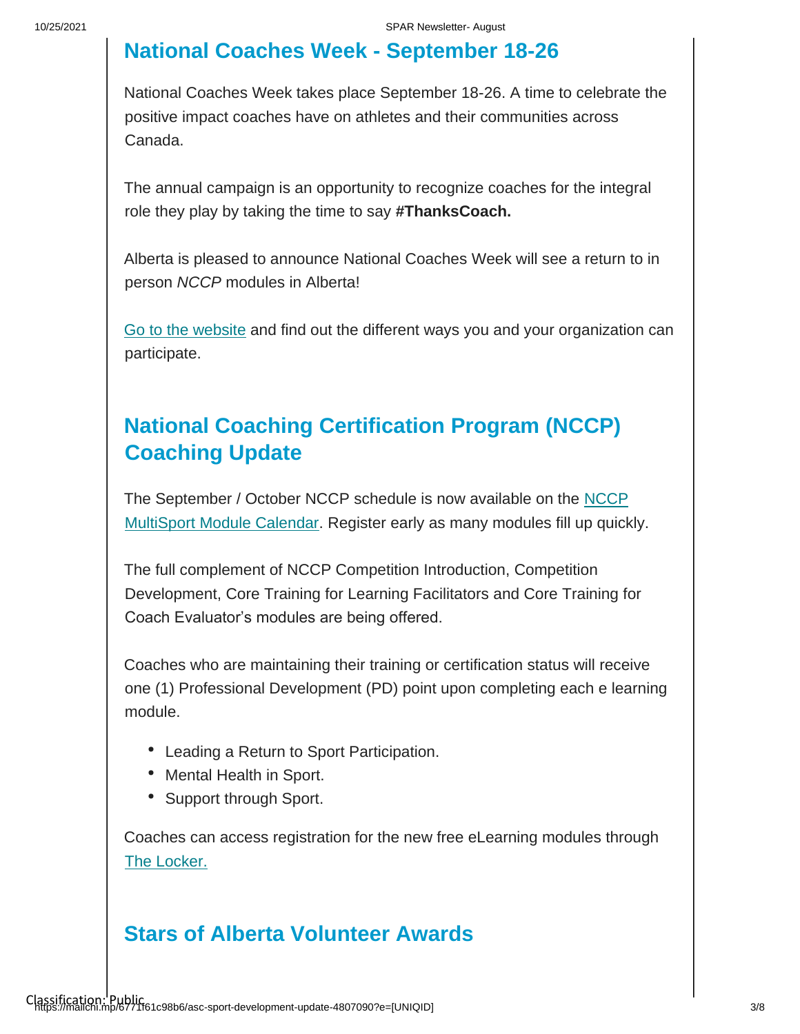## National Coaches Week - September 18-26

National Coaches Week takes place September 18-26. A time to celebrate the positive impact coaches have on athletes and their communities across Canada.

The annual campaign is an opportunity to recognize coaches for the integral role they play by taking the time to say **#ThanksCoach.**

Alberta is pleased to announce National Coaches Week will see a return to in person *NCCP* modules in Alberta!

Go to the website and find out the different ways you and your organization can participate.

## National Coaching Certification Program (NCCP) Coaching Update

The September / October NCCP schedule is now available on the NCCP MultiSport Module Calendar. Register early as many modules fill up quickly.

The full complement of NCCP Competition Introduction, Competition Development, Core Training for Learning Facilitators and Core Training for Coach Evaluator's modules are being offered.

Coaches who are maintaining their training or certification status will receive one (1) Professional Development (PD) point upon completing each e learning module.

- Leading a Return to Sport Participation.
- Mental Health in Sport.
- Support through Sport.

Coaches can access registration for the new free eLearning modules through The Locker.

## Stars of Alberta Volunteer Awards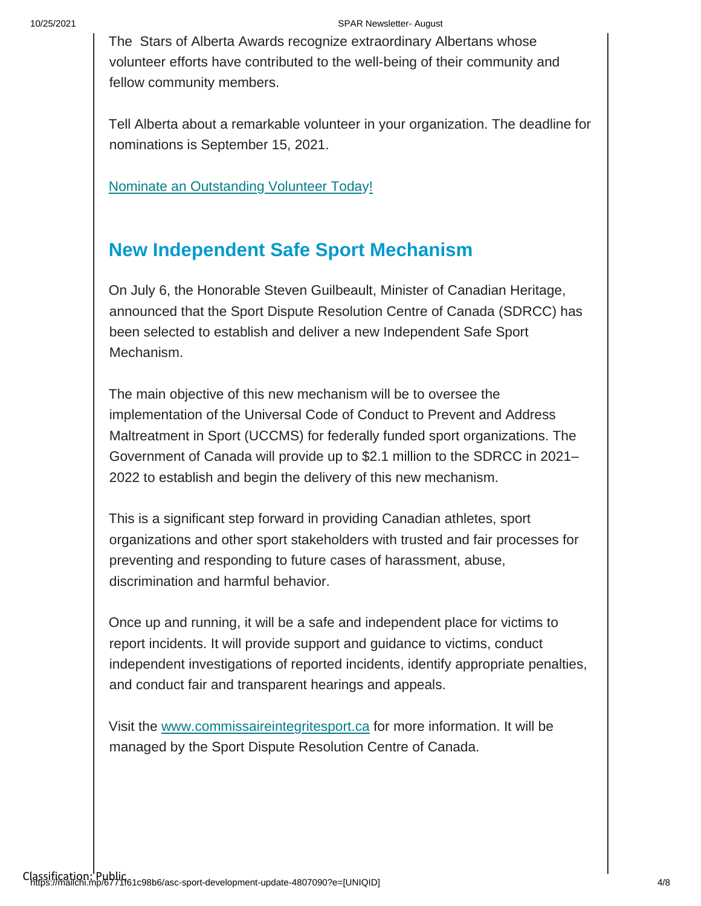The Stars of Alberta Awards recognize extraordinary Albertans whose volunteer efforts have contributed to the well-being of their community and fellow community members.

Tell Alberta about a remarkable volunteer in your organization. The deadline for nominations is September 15, 2021.

Nominate an Outstanding Volunteer Today!

## New Independent Safe Sport Mechanism

On July 6, the Honorable Steven Guilbeault, Minister of Canadian Heritage, announced that the Sport Dispute Resolution Centre of Canada (SDRCC) has been selected to establish and deliver a new Independent Safe Sport Mechanism.

The main objective of this new mechanism will be to oversee the implementation of the Universal Code of Conduct to Prevent and Address Maltreatment in Sport (UCCMS) for federally funded sport organizations. The Government of Canada will provide up to $2.1 million to the SDRCC in 2021–2022 to establish and begin the delivery of this new mechanism.

This is a significant step forward in providing Canadian athletes, sport organizations and other sport stakeholders with trusted and fair processes for preventing and responding to future cases of harassment, abuse, discrimination and harmful behavior.

Once up and running, it will be a safe and independent place for victims to report incidents. It will provide support and guidance to victims, conduct independent investigations of reported incidents, identify appropriate penalties, and conduct fair and transparent hearings and appeals.

Visit the www.commissaireintegritesport.ca for more information. It will be managed by the Sport Dispute Resolution Centre of Canada.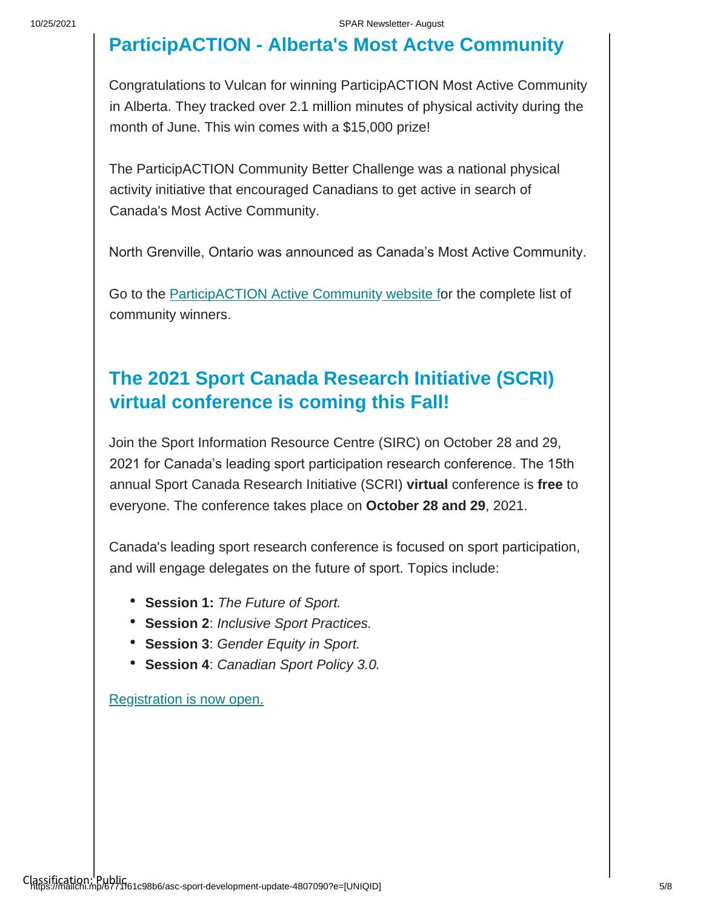## ParticipACTION - Alberta's Most Actve Community

Congratulations to Vulcan for winning ParticipACTION Most Active Community in Alberta. They tracked over 2.1 million minutes of physical activity during the month of June. This win comes with a $15,000 prize!

The ParticipACTION Community Better Challenge was a national physical activity initiative that encouraged Canadians to get active in search of Canada's Most Active Community.

North Grenville, Ontario was announced as Canada's Most Active Community.

Go to the ParticipACTION Active Community website for the complete list of community winners.

## The 2021 Sport Canada Research Initiative (SCRI) virtual conference is coming this Fall!

Join the Sport Information Resource Centre (SIRC) on October 28 and 29, 2021 for Canada's leading sport participation research conference. The 15th annual Sport Canada Research Initiative (SCRI) **virtual** conference is **free** to everyone. The conference takes place on **October 28 and 29**, 2021.

Canada's leading sport research conference is focused on sport participation, and will engage delegates on the future of sport. Topics include:

- **Session 1:** *The Future of Sport.*
- **Session 2**: *Inclusive Sport Practices.*
- **Session 3**: *Gender Equity in Sport.*
- **Session 4**: *Canadian Sport Policy 3.0.*

Registration is now open.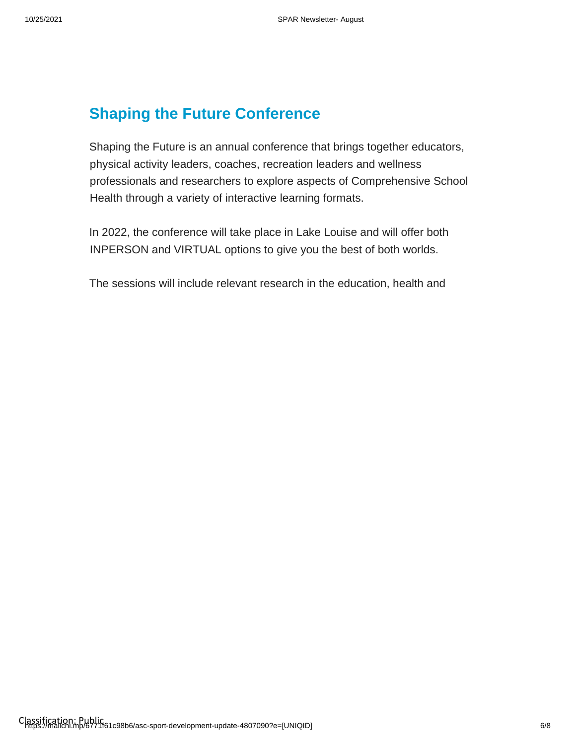## Shaping the Future Conference

Shaping the Future is an annual conference that brings together educators, physical activity leaders, coaches, recreation leaders and wellness professionals and researchers to explore aspects of Comprehensive School Health through a variety of interactive learning formats.

In 2022, the conference will take place in Lake Louise and will offer both INPERSON and VIRTUAL options to give you the best of both worlds.

The sessions will include relevant research in the education, health and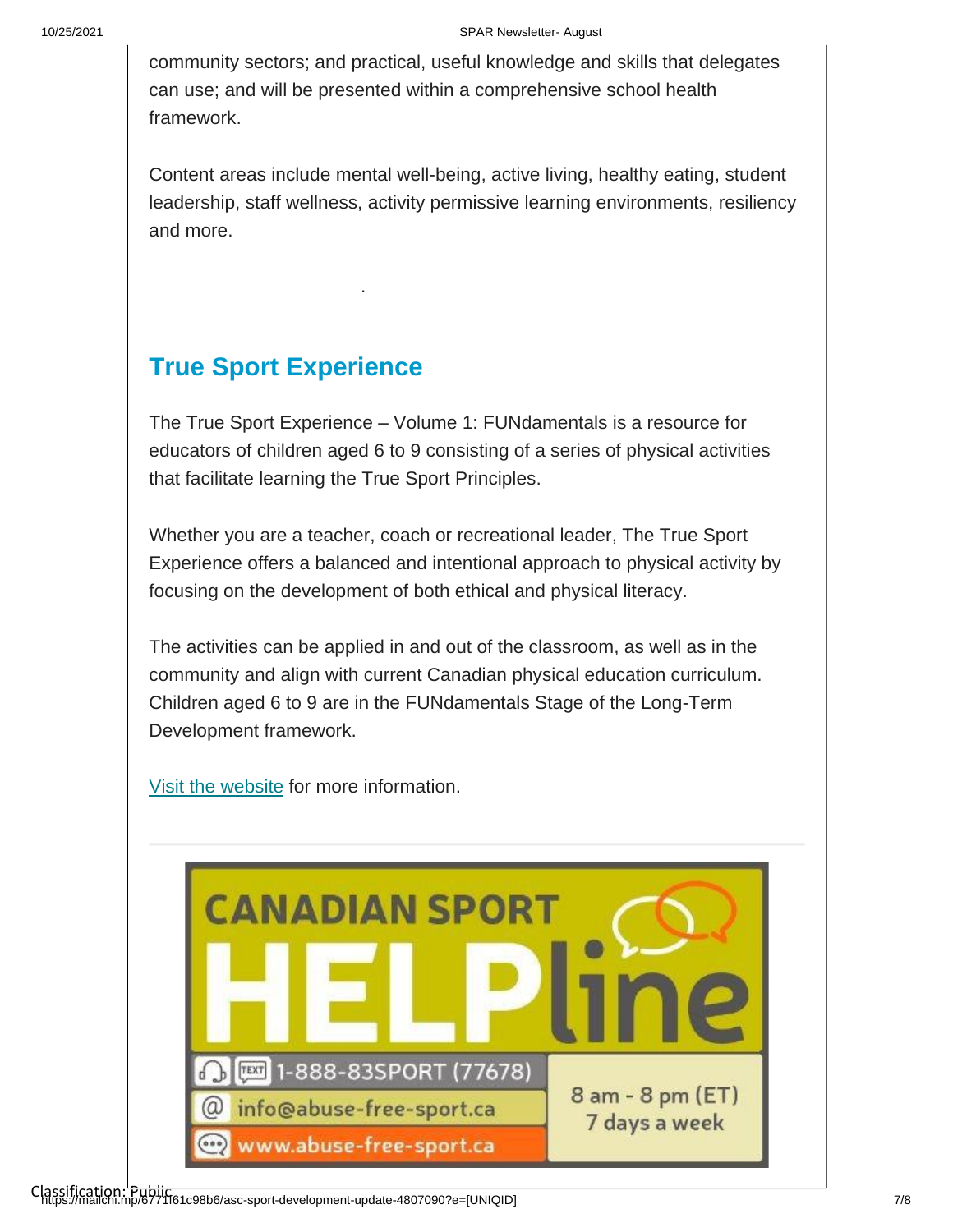community sectors; and practical, useful knowledge and skills that delegates can use; and will be presented within a comprehensive school health framework.

Content areas include mental well-being, active living, healthy eating, student leadership, staff wellness, activity permissive learning environments, resiliency and more.

.

## True Sport Experience

The True Sport Experience – Volume 1: FUNdamentals is a resource for educators of children aged 6 to 9 consisting of a series of physical activities that facilitate learning the True Sport Principles.

Whether you are a teacher, coach or recreational leader, The True Sport Experience offers a balanced and intentional approach to physical activity by focusing on the development of both ethical and physical literacy.

The activities can be applied in and out of the classroom, as well as in the community and align with current Canadian physical education curriculum. Children aged 6 to 9 are in the FUNdamentals Stage of the Long-Term Development framework.

Visit the website for more information.

CANADIAN SPORT HELPline

1-888-83SPORT (77678)

info@abuse-free-sport.ca

www.abuse-free-sport.ca

8 am - 8 pm (ET)
7 days a week

Classification: Public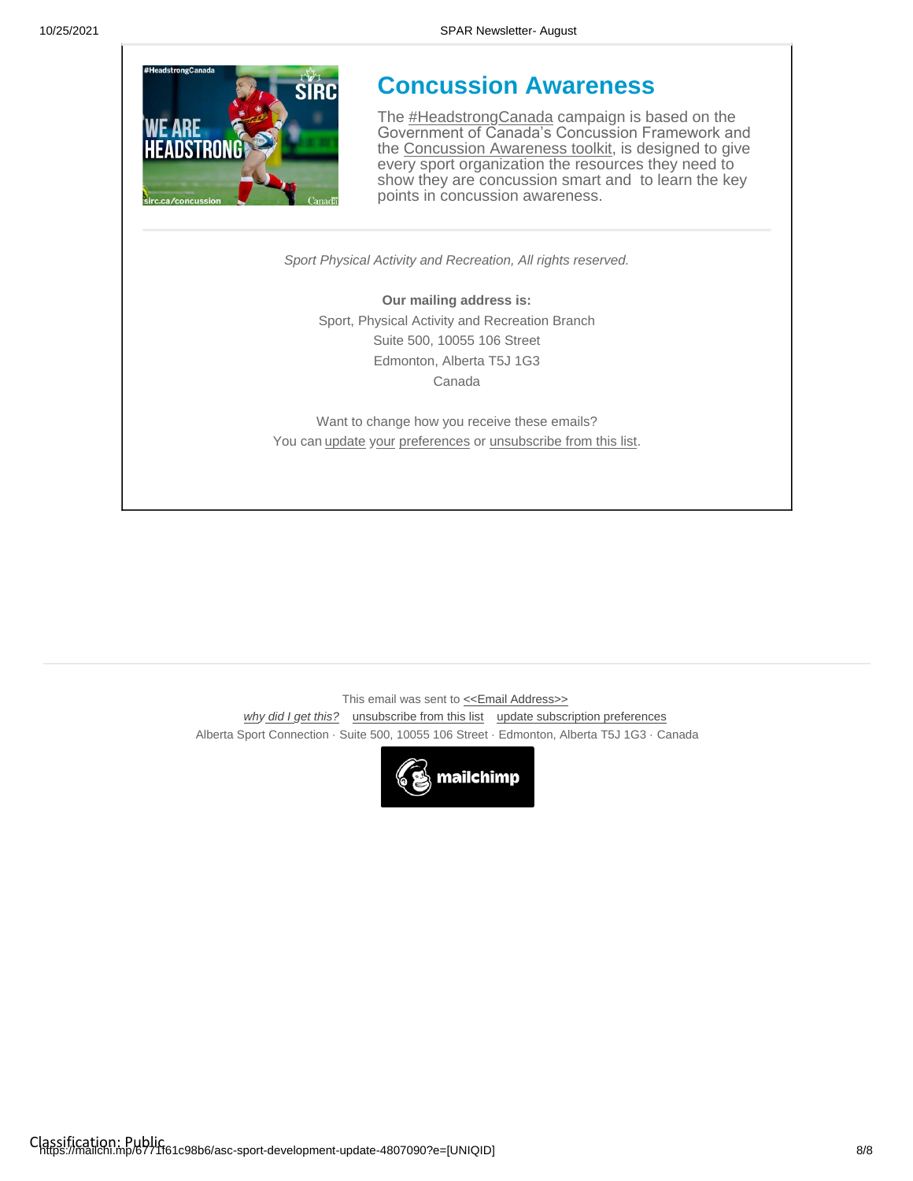## Concussion Awareness

The #HeadstrongCanada campaign is based on the Government of Canada's Concussion Framework and the Concussion Awareness toolkit, is designed to give every sport organization the resources they need to show they are concussion smart and to learn the key points in concussion awareness.

---

*Sport Physical Activity and Recreation, All rights reserved.*

**Our mailing address is:**
Sport, Physical Activity and Recreation Branch
Suite 500, 10055 106 Street
Edmonton, Alberta T5J 1G3
Canada

Want to change how you receive these emails?
You can update your preferences or unsubscribe from this list.

---

This email was sent to <<Email Address>>

*why did I get this?* unsubscribe from this list update subscription preferences

Alberta Sport Connection · Suite 500, 10055 106 Street · Edmonton, Alberta T5J 1G3 · Canada

mailchimp

Classification: Public